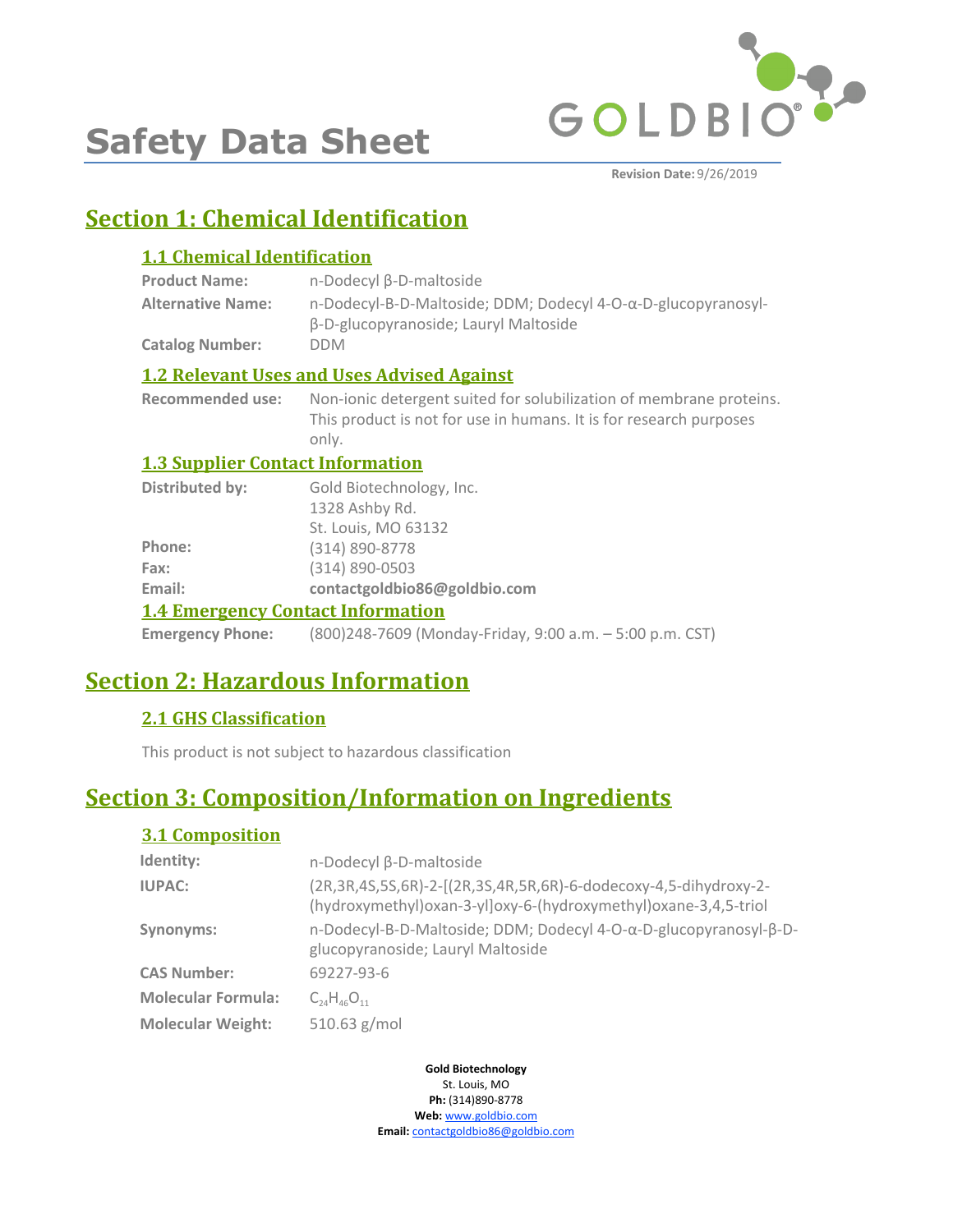# Safety Data Sheet

**Revision Date:** 9/26/2019

## Section 1: Chemical Identification

### 1.1 Chemical Identification

**Product Name:** n-Dodecyl β-D-maltoside

**Alternative Name:** n-Dodecyl-B-D-Maltoside; DDM; Dodecyl 4-O-α-D-glucopyranosyl-β-D-glucopyranoside; Lauryl Maltoside

**Catalog Number:** DDM

### 1.2 Relevant Uses and Uses Advised Against

**Recommended use:** Non-ionic detergent suited for solubilization of membrane proteins. This product is not for use in humans. It is for research purposes only.

### 1.3 Supplier Contact Information

**Distributed by:** Gold Biotechnology, Inc.
1328 Ashby Rd.
St. Louis, MO 63132

**Phone:** (314) 890-8778

**Fax:** (314) 890-0503

**Email:** **contactgoldbio86@goldbio.com**

### 1.4 Emergency Contact Information

**Emergency Phone:** (800)248-7609 (Monday-Friday, 9:00 a.m. – 5:00 p.m. CST)

## Section 2: Hazardous Information

### 2.1 GHS Classification

This product is not subject to hazardous classification

## Section 3: Composition/Information on Ingredients

### 3.1 Composition

**Identity:** n-Dodecyl β-D-maltoside

**IUPAC:** (2R,3R,4S,5S,6R)-2-[(2R,3S,4R,5R,6R)-6-dodecoxy-4,5-dihydroxy-2-(hydroxymethyl)oxan-3-yl]oxy-6-(hydroxymethyl)oxane-3,4,5-triol

**Synonyms:** n-Dodecyl-B-D-Maltoside; DDM; Dodecyl 4-O-α-D-glucopyranosyl-β-D-glucopyranoside; Lauryl Maltoside

**CAS Number:** 69227-93-6

**Molecular Formula:** $C_{24}H_{46}O_{11}$

**Molecular Weight:** 510.63 g/mol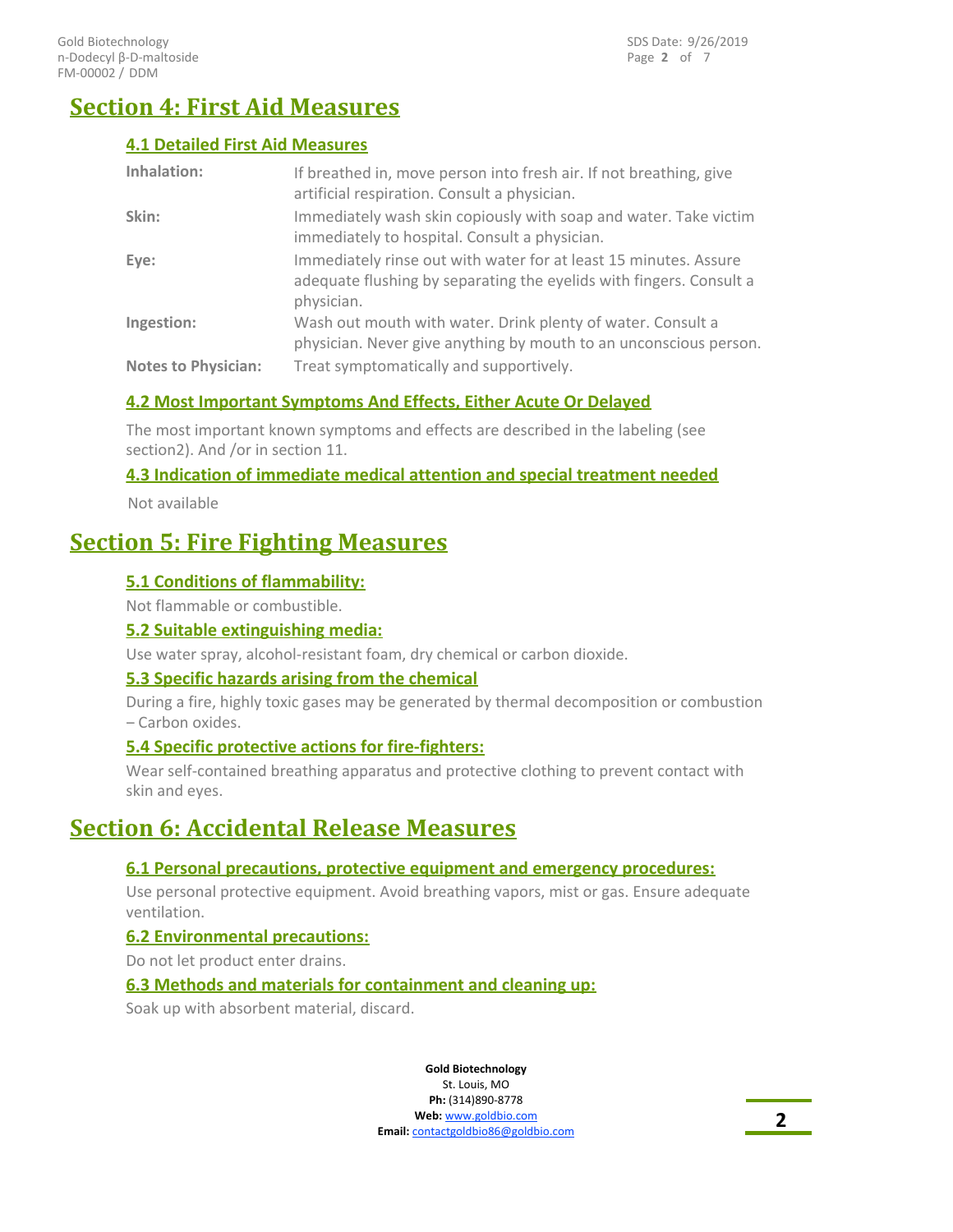# Section 4: First Aid Measures

## 4.1 Detailed First Aid Measures

| | |
|---|---|
| **Inhalation:** | If breathed in, move person into fresh air. If not breathing, give artificial respiration. Consult a physician. |
| **Skin:** | Immediately wash skin copiously with soap and water. Take victim immediately to hospital. Consult a physician. |
| **Eye:** | Immediately rinse out with water for at least 15 minutes. Assure adequate flushing by separating the eyelids with fingers. Consult a physician. |
| **Ingestion:** | Wash out mouth with water. Drink plenty of water. Consult a physician. Never give anything by mouth to an unconscious person. |
| **Notes to Physician:** | Treat symptomatically and supportively. |

## 4.2 Most Important Symptoms And Effects, Either Acute Or Delayed

The most important known symptoms and effects are described in the labeling (see section2). And /or in section 11.

## 4.3 Indication of immediate medical attention and special treatment needed

Not available

# Section 5: Fire Fighting Measures

## 5.1 Conditions of flammability:

Not flammable or combustible.

## 5.2 Suitable extinguishing media:

Use water spray, alcohol-resistant foam, dry chemical or carbon dioxide.

## 5.3 Specific hazards arising from the chemical

During a fire, highly toxic gases may be generated by thermal decomposition or combustion – Carbon oxides.

## 5.4 Specific protective actions for fire-fighters:

Wear self-contained breathing apparatus and protective clothing to prevent contact with skin and eyes.

# Section 6: Accidental Release Measures

## 6.1 Personal precautions, protective equipment and emergency procedures:

Use personal protective equipment. Avoid breathing vapors, mist or gas. Ensure adequate ventilation.

## 6.2 Environmental precautions:

Do not let product enter drains.

## 6.3 Methods and materials for containment and cleaning up:

Soak up with absorbent material, discard.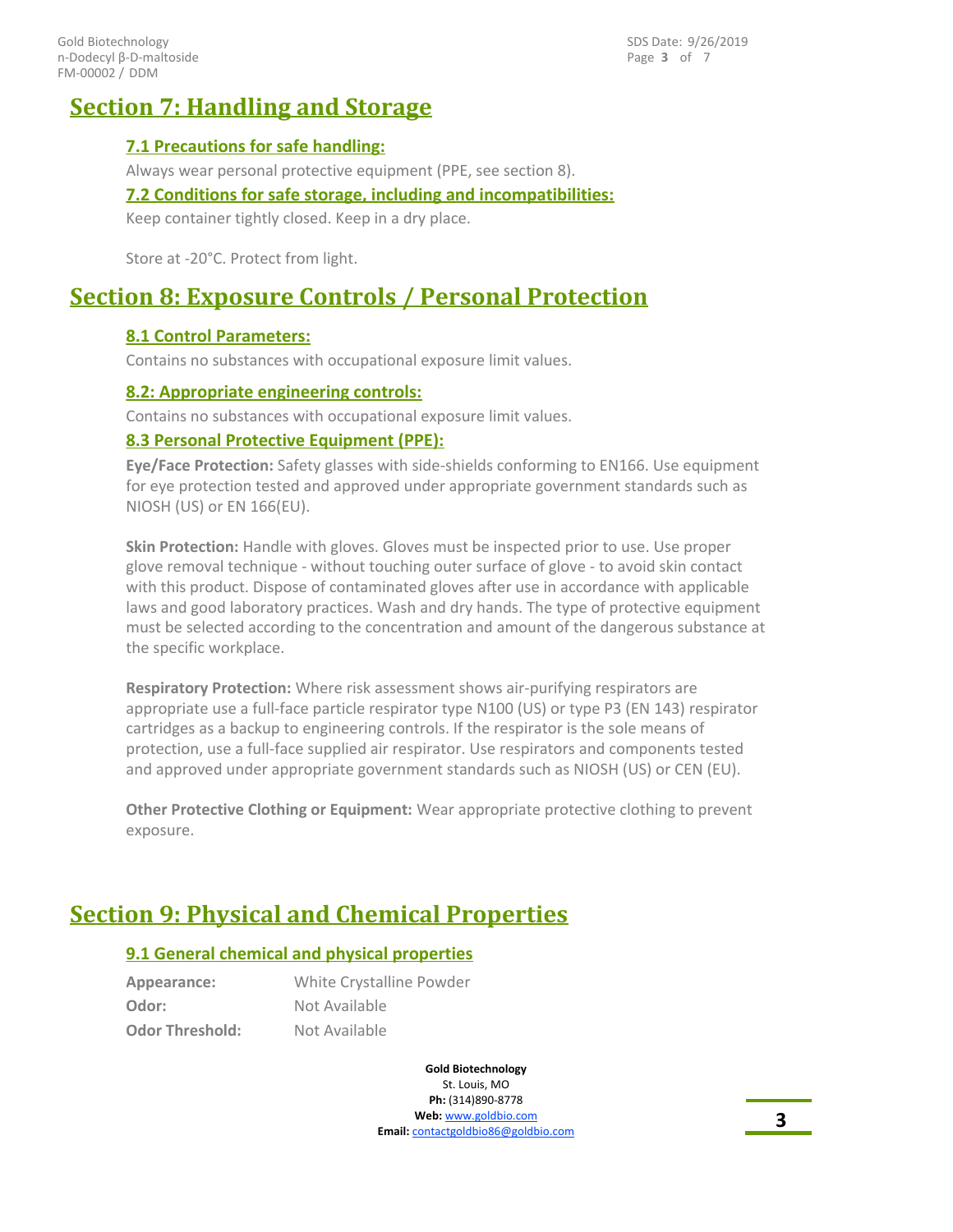## Section 7: Handling and Storage

### 7.1 Precautions for safe handling:

Always wear personal protective equipment (PPE, see section 8).

### 7.2 Conditions for safe storage, including and incompatibilities:

Keep container tightly closed. Keep in a dry place.

Store at -20°C. Protect from light.

## Section 8: Exposure Controls / Personal Protection

### 8.1 Control Parameters:

Contains no substances with occupational exposure limit values.

### 8.2: Appropriate engineering controls:

Contains no substances with occupational exposure limit values.

### 8.3 Personal Protective Equipment (PPE):

**Eye/Face Protection:** Safety glasses with side-shields conforming to EN166. Use equipment for eye protection tested and approved under appropriate government standards such as NIOSH (US) or EN 166(EU).

**Skin Protection:** Handle with gloves. Gloves must be inspected prior to use. Use proper glove removal technique - without touching outer surface of glove - to avoid skin contact with this product. Dispose of contaminated gloves after use in accordance with applicable laws and good laboratory practices. Wash and dry hands. The type of protective equipment must be selected according to the concentration and amount of the dangerous substance at the specific workplace.

**Respiratory Protection:** Where risk assessment shows air-purifying respirators are appropriate use a full-face particle respirator type N100 (US) or type P3 (EN 143) respirator cartridges as a backup to engineering controls. If the respirator is the sole means of protection, use a full-face supplied air respirator. Use respirators and components tested and approved under appropriate government standards such as NIOSH (US) or CEN (EU).

**Other Protective Clothing or Equipment:** Wear appropriate protective clothing to prevent exposure.

## Section 9: Physical and Chemical Properties

### 9.1 General chemical and physical properties

| | |
|---|---|
| **Appearance:** | White Crystalline Powder |
| **Odor:** | Not Available |
| **Odor Threshold:** | Not Available |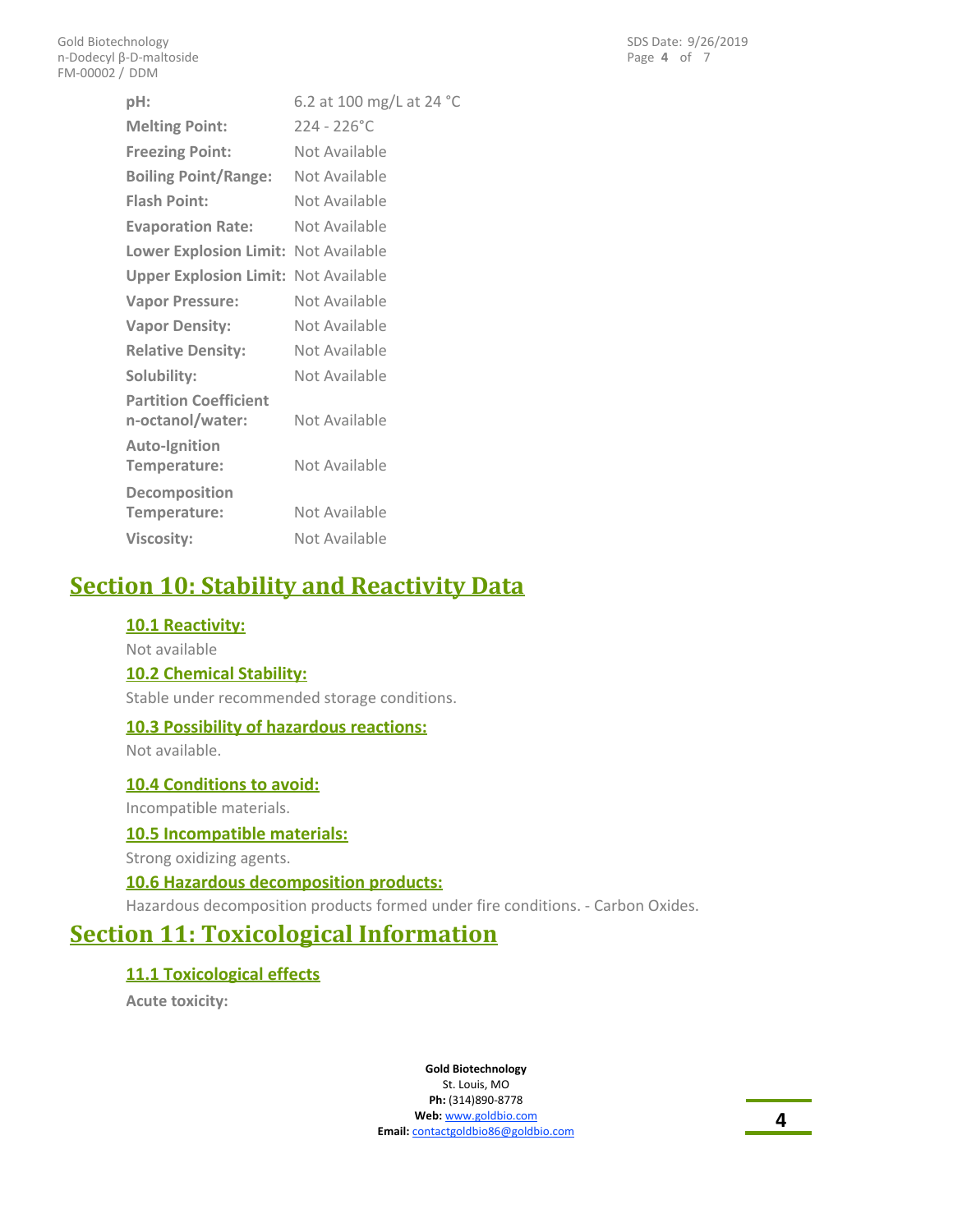| | |
|---|---|
| **pH:** | 6.2 at 100 mg/L at 24 °C |
| **Melting Point:** | 224 - 226°C |
| **Freezing Point:** | Not Available |
| **Boiling Point/Range:** | Not Available |
| **Flash Point:** | Not Available |
| **Evaporation Rate:** | Not Available |
| **Lower Explosion Limit:** | Not Available |
| **Upper Explosion Limit:** | Not Available |
| **Vapor Pressure:** | Not Available |
| **Vapor Density:** | Not Available |
| **Relative Density:** | Not Available |
| **Solubility:** | Not Available |
| **Partition Coefficient n-octanol/water:** | Not Available |
| **Auto-Ignition Temperature:** | Not Available |
| **Decomposition Temperature:** | Not Available |
| **Viscosity:** | Not Available |

# Section 10: Stability and Reactivity Data

### 10.1 Reactivity:

Not available

### 10.2 Chemical Stability:

Stable under recommended storage conditions.

### 10.3 Possibility of hazardous reactions:

Not available.

### 10.4 Conditions to avoid:

Incompatible materials.

### 10.5 Incompatible materials:

Strong oxidizing agents.

### 10.6 Hazardous decomposition products:

Hazardous decomposition products formed under fire conditions. - Carbon Oxides.

# Section 11: Toxicological Information

### 11.1 Toxicological effects

**Acute toxicity:**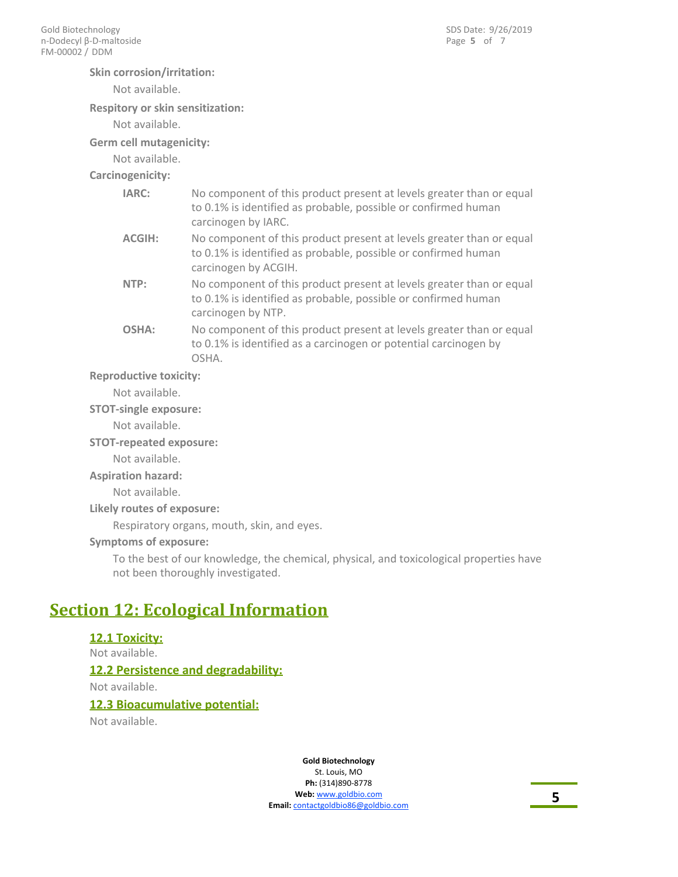**Skin corrosion/irritation:**

Not available.

**Respitory or skin sensitization:**

Not available.

**Germ cell mutagenicity:**

Not available.

**Carcinogenicity:**

**IARC:** No component of this product present at levels greater than or equal to 0.1% is identified as probable, possible or confirmed human carcinogen by IARC.

**ACGIH:** No component of this product present at levels greater than or equal to 0.1% is identified as probable, possible or confirmed human carcinogen by ACGIH.

**NTP:** No component of this product present at levels greater than or equal to 0.1% is identified as probable, possible or confirmed human carcinogen by NTP.

**OSHA:** No component of this product present at levels greater than or equal to 0.1% is identified as a carcinogen or potential carcinogen by OSHA.

**Reproductive toxicity:**

Not available.

**STOT-single exposure:**

Not available.

**STOT-repeated exposure:**

Not available.

**Aspiration hazard:**

Not available.

**Likely routes of exposure:**

Respiratory organs, mouth, skin, and eyes.

**Symptoms of exposure:**

To the best of our knowledge, the chemical, physical, and toxicological properties have not been thoroughly investigated.

## Section 12: Ecological Information

### 12.1 Toxicity:

Not available.

### 12.2 Persistence and degradability:

Not available.

### 12.3 Bioacumulative potential:

Not available.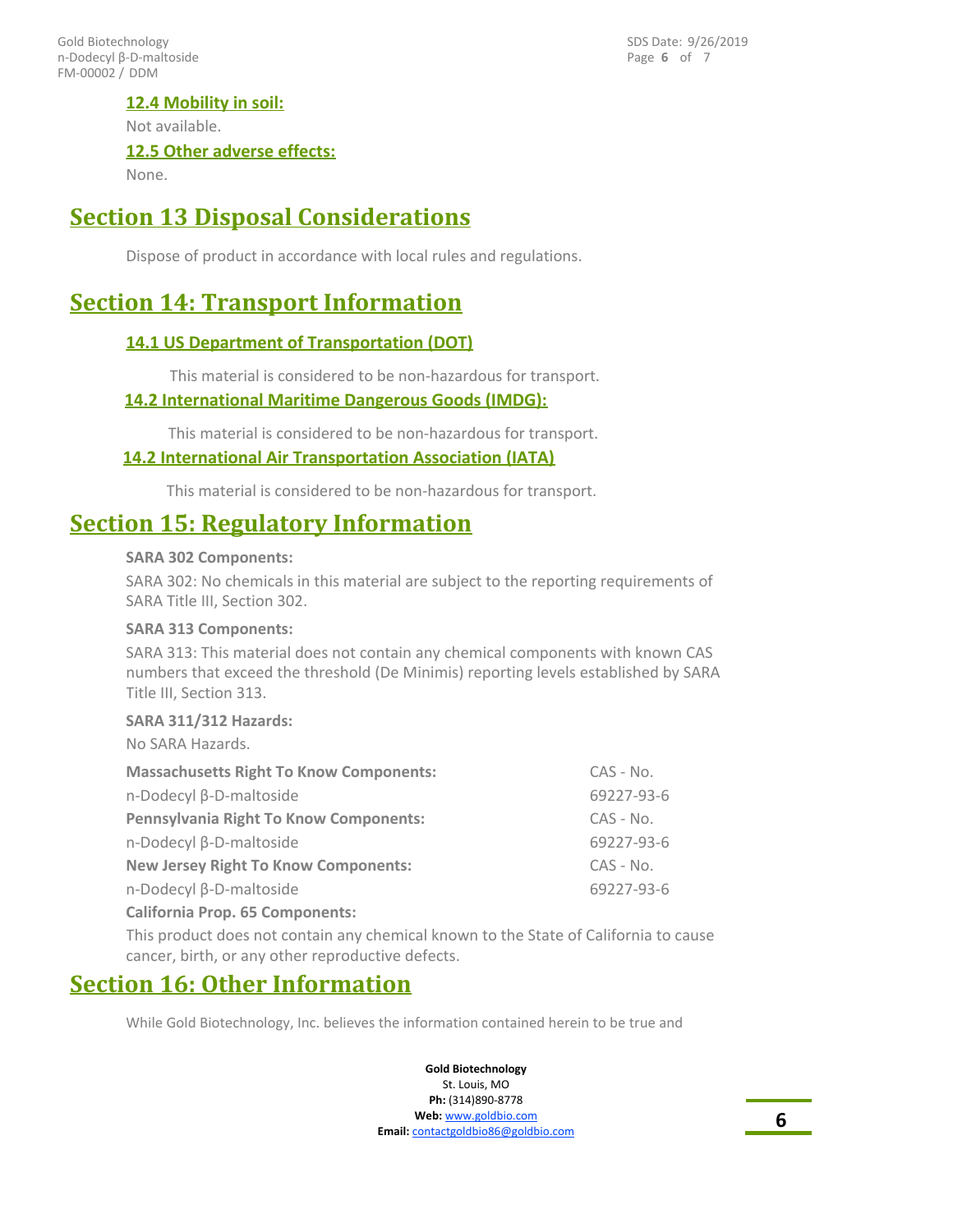### 12.4 Mobility in soil:

Not available.

### 12.5 Other adverse effects:

None.

## Section 13 Disposal Considerations

Dispose of product in accordance with local rules and regulations.

## Section 14: Transport Information

### 14.1 US Department of Transportation (DOT)

This material is considered to be non-hazardous for transport.

### 14.2 International Maritime Dangerous Goods (IMDG):

This material is considered to be non-hazardous for transport.

### 14.2 International Air Transportation Association (IATA)

This material is considered to be non-hazardous for transport.

## Section 15: Regulatory Information

**SARA 302 Components:**

SARA 302: No chemicals in this material are subject to the reporting requirements of SARA Title III, Section 302.

**SARA 313 Components:**

SARA 313: This material does not contain any chemical components with known CAS numbers that exceed the threshold (De Minimis) reporting levels established by SARA Title III, Section 313.

**SARA 311/312 Hazards:**

No SARA Hazards.

| **Massachusetts Right To Know Components:** | CAS - No. |
|---|---|
| n-Dodecyl β-D-maltoside | 69227-93-6 |
| **Pennsylvania Right To Know Components:** | CAS - No. |
| n-Dodecyl β-D-maltoside | 69227-93-6 |
| **New Jersey Right To Know Components:** | CAS - No. |
| n-Dodecyl β-D-maltoside | 69227-93-6 |

**California Prop. 65 Components:**

This product does not contain any chemical known to the State of California to cause cancer, birth, or any other reproductive defects.

## Section 16: Other Information

While Gold Biotechnology, Inc. believes the information contained herein to be true and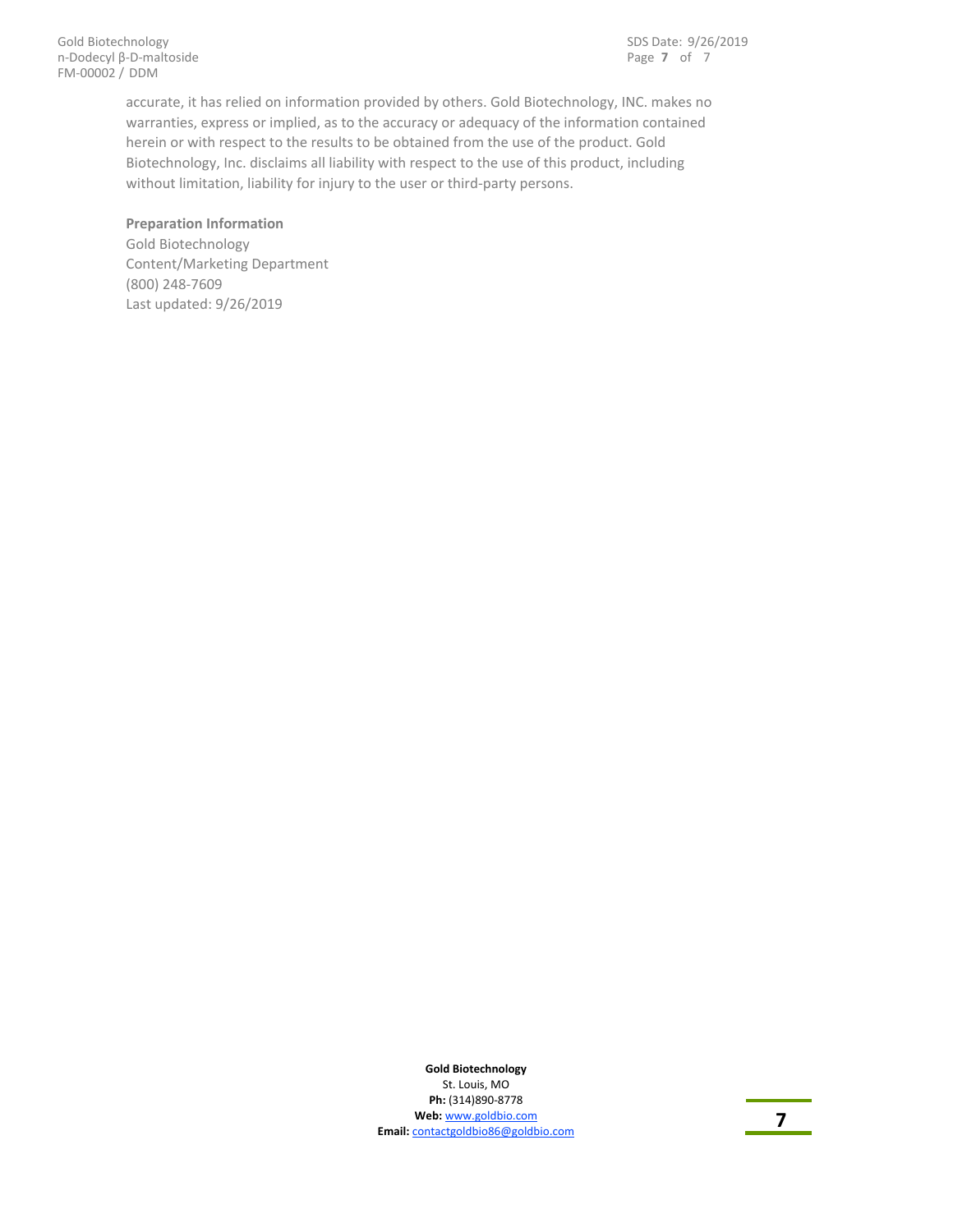accurate, it has relied on information provided by others. Gold Biotechnology, INC. makes no warranties, express or implied, as to the accuracy or adequacy of the information contained herein or with respect to the results to be obtained from the use of the product. Gold Biotechnology, Inc. disclaims all liability with respect to the use of this product, including without limitation, liability for injury to the user or third-party persons.

**Preparation Information**

Gold Biotechnology
Content/Marketing Department
(800) 248-7609
Last updated: 9/26/2019